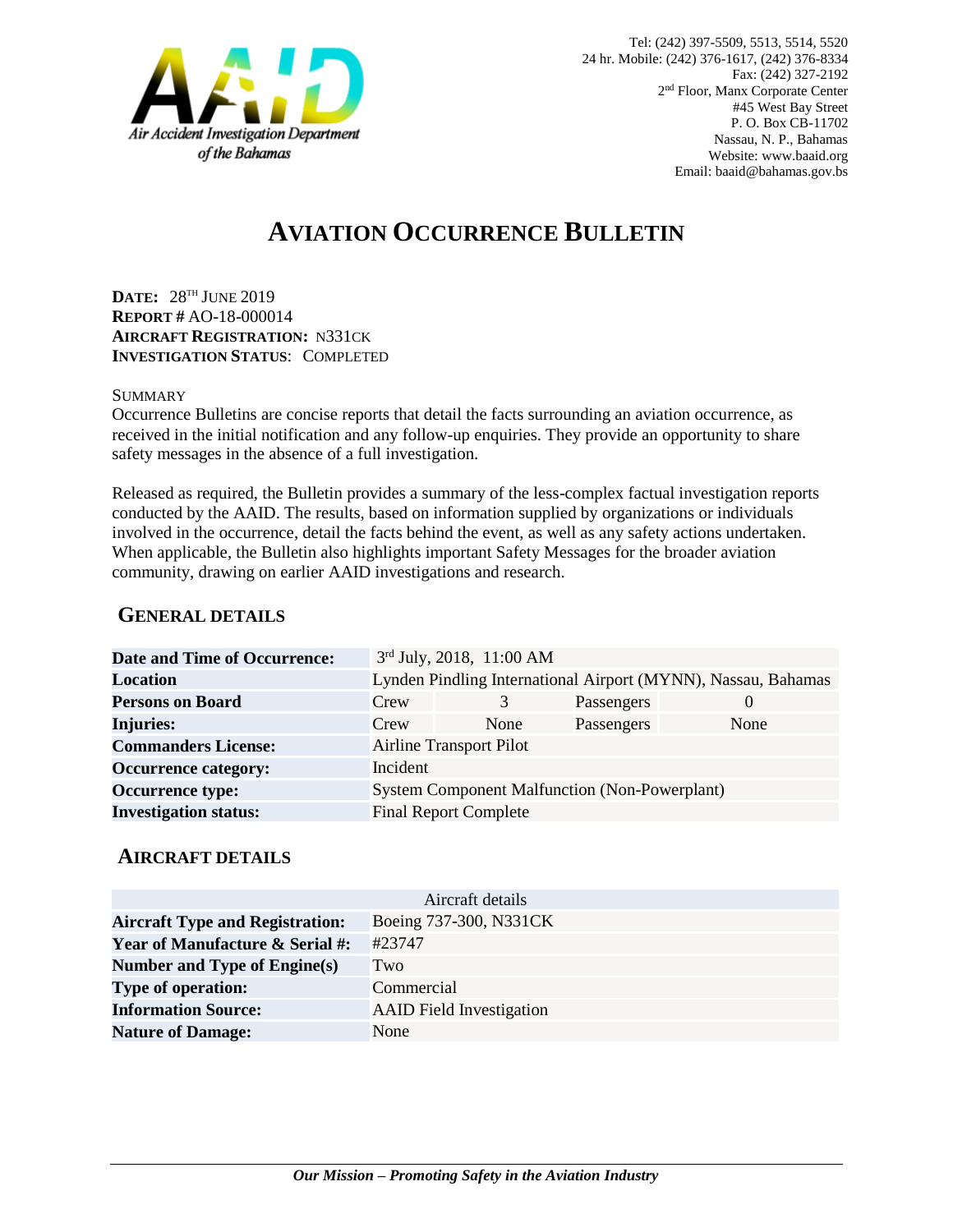Air Accident Investigation Department of the Bahamas

Tel: (242) 397-5509, 5513, 5514, 5520
24 hr. Mobile: (242) 376-1617, (242) 376-8334
Fax: (242) 327-2192
2nd Floor, Manx Corporate Center
#45 West Bay Street
P. O. Box CB-11702
Nassau, N. P., Bahamas
Website: www.baaid.org
Email: baaid@bahamas.gov.bs

# AVIATION OCCURRENCE BULLETIN

**DATE:** 28TH JUNE 2019
**REPORT #** AO-18-000014
**AIRCRAFT REGISTRATION:** N331CK
**INVESTIGATION STATUS**: COMPLETED

SUMMARY

Occurrence Bulletins are concise reports that detail the facts surrounding an aviation occurrence, as received in the initial notification and any follow-up enquiries. They provide an opportunity to share safety messages in the absence of a full investigation.

Released as required, the Bulletin provides a summary of the less-complex factual investigation reports conducted by the AAID. The results, based on information supplied by organizations or individuals involved in the occurrence, detail the facts behind the event, as well as any safety actions undertaken. When applicable, the Bulletin also highlights important Safety Messages for the broader aviation community, drawing on earlier AAID investigations and research.

## GENERAL DETAILS

| | | | | |
|---|---|---|---|---|
| **Date and Time of Occurrence:** | 3rd July, 2018, 11:00 AM | | | |
| **Location** | Lynden Pindling International Airport (MYNN), Nassau, Bahamas | | | |
| **Persons on Board** | Crew | 3 | Passengers | 0 |
| **Injuries:** | Crew | None | Passengers | None |
| **Commanders License:** | Airline Transport Pilot | | | |
| **Occurrence category:** | Incident | | | |
| **Occurrence type:** | System Component Malfunction (Non-Powerplant) | | | |
| **Investigation status:** | Final Report Complete | | | |

## AIRCRAFT DETAILS

| Aircraft details | |
|---|---|
| **Aircraft Type and Registration:** | Boeing 737-300, N331CK |
| **Year of Manufacture & Serial #:** | #23747 |
| **Number and Type of Engine(s)** | Two |
| **Type of operation:** | Commercial |
| **Information Source:** | AAID Field Investigation |
| **Nature of Damage:** | None |

*Our Mission – Promoting Safety in the Aviation Industry*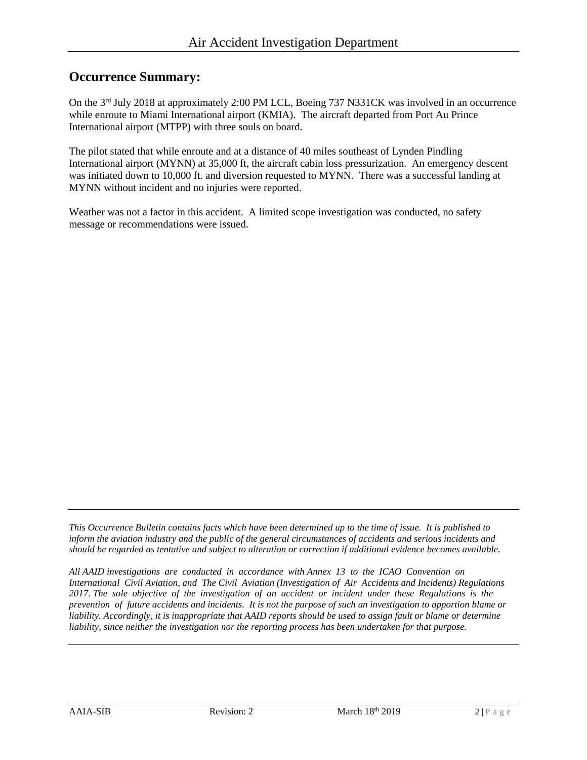## Occurrence Summary:

On the 3rd July 2018 at approximately 2:00 PM LCL, Boeing 737 N331CK was involved in an occurrence while enroute to Miami International airport (KMIA). The aircraft departed from Port Au Prince International airport (MTPP) with three souls on board.

The pilot stated that while enroute and at a distance of 40 miles southeast of Lynden Pindling International airport (MYNN) at 35,000 ft, the aircraft cabin loss pressurization. An emergency descent was initiated down to 10,000 ft. and diversion requested to MYNN. There was a successful landing at MYNN without incident and no injuries were reported.

Weather was not a factor in this accident. A limited scope investigation was conducted, no safety message or recommendations were issued.

---

*This Occurrence Bulletin contains facts which have been determined up to the time of issue. It is published to inform the aviation industry and the public of the general circumstances of accidents and serious incidents and should be regarded as tentative and subject to alteration or correction if additional evidence becomes available.*

*All AAID investigations are conducted in accordance with Annex 13 to the ICAO Convention on International Civil Aviation, and The Civil Aviation (Investigation of Air Accidents and Incidents) Regulations 2017. The sole objective of the investigation of an accident or incident under these Regulations is the prevention of future accidents and incidents. It is not the purpose of such an investigation to apportion blame or liability. Accordingly, it is inappropriate that AAID reports should be used to assign fault or blame or determine liability, since neither the investigation nor the reporting process has been undertaken for that purpose.*

---

AAIA-SIB | Revision: 2 | March 18th 2019